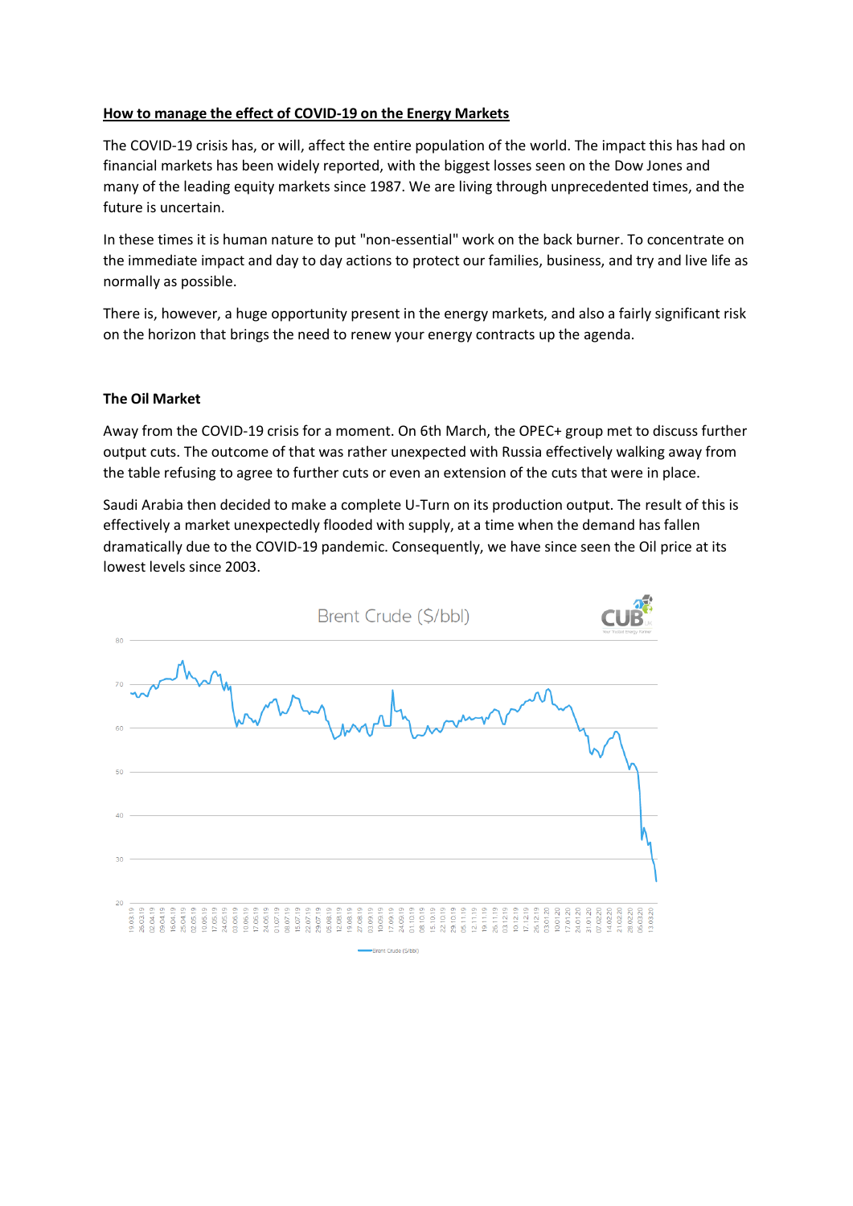**How to manage the effect of COVID-19 on the Energy Markets**

The COVID-19 crisis has, or will, affect the entire population of the world. The impact this has had on financial markets has been widely reported, with the biggest losses seen on the Dow Jones and many of the leading equity markets since 1987. We are living through unprecedented times, and the future is uncertain.

In these times it is human nature to put "non-essential" work on the back burner. To concentrate on the immediate impact and day to day actions to protect our families, business, and try and live life as normally as possible.

There is, however, a huge opportunity present in the energy markets, and also a fairly significant risk on the horizon that brings the need to renew your energy contracts up the agenda.

**The Oil Market**

Away from the COVID-19 crisis for a moment. On 6th March, the OPEC+ group met to discuss further output cuts. The outcome of that was rather unexpected with Russia effectively walking away from the table refusing to agree to further cuts or even an extension of the cuts that were in place.

Saudi Arabia then decided to make a complete U-Turn on its production output. The result of this is effectively a market unexpectedly flooded with supply, at a time when the demand has fallen dramatically due to the COVID-19 pandemic. Consequently, we have since seen the Oil price at its lowest levels since 2003.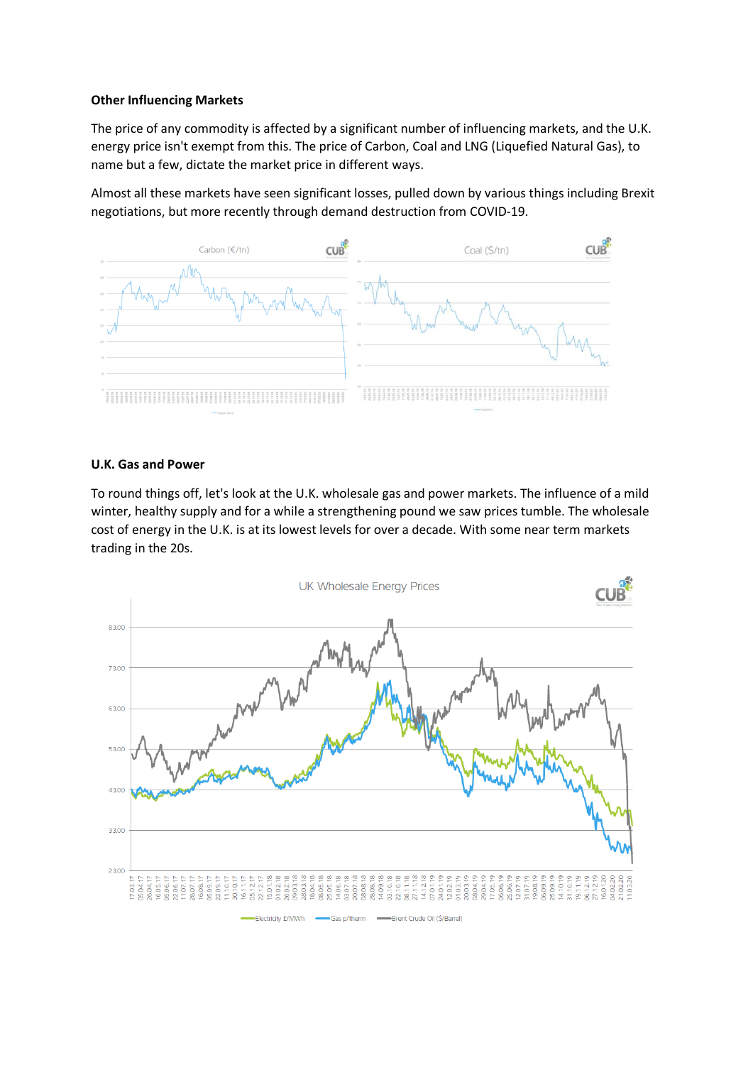**Other Influencing Markets**

The price of any commodity is affected by a significant number of influencing markets, and the U.K. energy price isn't exempt from this. The price of Carbon, Coal and LNG (Liquefied Natural Gas), to name but a few, dictate the market price in different ways.

Almost all these markets have seen significant losses, pulled down by various things including Brexit negotiations, but more recently through demand destruction from COVID-19.

**U.K. Gas and Power**

To round things off, let's look at the U.K. wholesale gas and power markets. The influence of a mild winter, healthy supply and for a while a strengthening pound we saw prices tumble. The wholesale cost of energy in the U.K. is at its lowest levels for over a decade. With some near term markets trading in the 20s.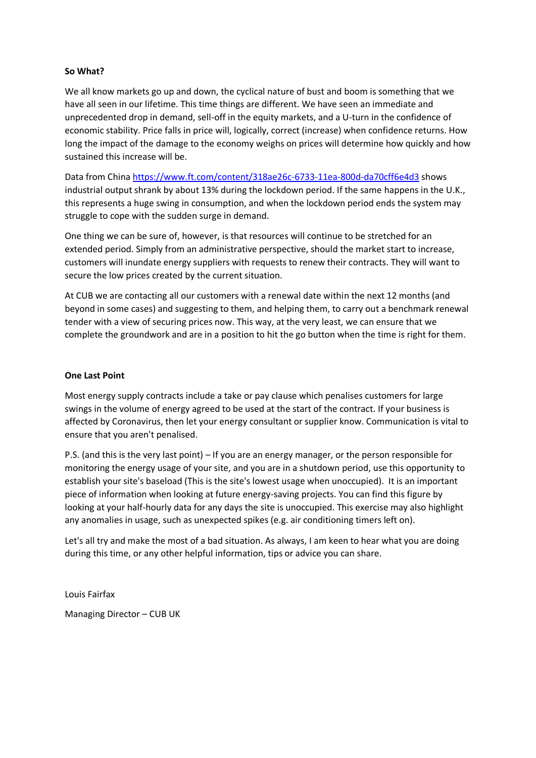**So What?**

We all know markets go up and down, the cyclical nature of bust and boom is something that we have all seen in our lifetime. This time things are different. We have seen an immediate and unprecedented drop in demand, sell-off in the equity markets, and a U-turn in the confidence of economic stability. Price falls in price will, logically, correct (increase) when confidence returns. How long the impact of the damage to the economy weighs on prices will determine how quickly and how sustained this increase will be.

Data from China [https://www.ft.com/content/318ae26c-6733-11ea-800d-da70cff6e4d3](https://www.ft.com/content/318ae26c-6733-11ea-800d-da70cff6e4d3) shows industrial output shrank by about 13% during the lockdown period. If the same happens in the U.K., this represents a huge swing in consumption, and when the lockdown period ends the system may struggle to cope with the sudden surge in demand.

One thing we can be sure of, however, is that resources will continue to be stretched for an extended period. Simply from an administrative perspective, should the market start to increase, customers will inundate energy suppliers with requests to renew their contracts. They will want to secure the low prices created by the current situation.

At CUB we are contacting all our customers with a renewal date within the next 12 months (and beyond in some cases) and suggesting to them, and helping them, to carry out a benchmark renewal tender with a view of securing prices now. This way, at the very least, we can ensure that we complete the groundwork and are in a position to hit the go button when the time is right for them.

**One Last Point**

Most energy supply contracts include a take or pay clause which penalises customers for large swings in the volume of energy agreed to be used at the start of the contract. If your business is affected by Coronavirus, then let your energy consultant or supplier know. Communication is vital to ensure that you aren't penalised.

P.S. (and this is the very last point) – If you are an energy manager, or the person responsible for monitoring the energy usage of your site, and you are in a shutdown period, use this opportunity to establish your site's baseload (This is the site's lowest usage when unoccupied). It is an important piece of information when looking at future energy-saving projects. You can find this figure by looking at your half-hourly data for any days the site is unoccupied. This exercise may also highlight any anomalies in usage, such as unexpected spikes (e.g. air conditioning timers left on).

Let's all try and make the most of a bad situation. As always, I am keen to hear what you are doing during this time, or any other helpful information, tips or advice you can share.

Louis Fairfax

Managing Director – CUB UK